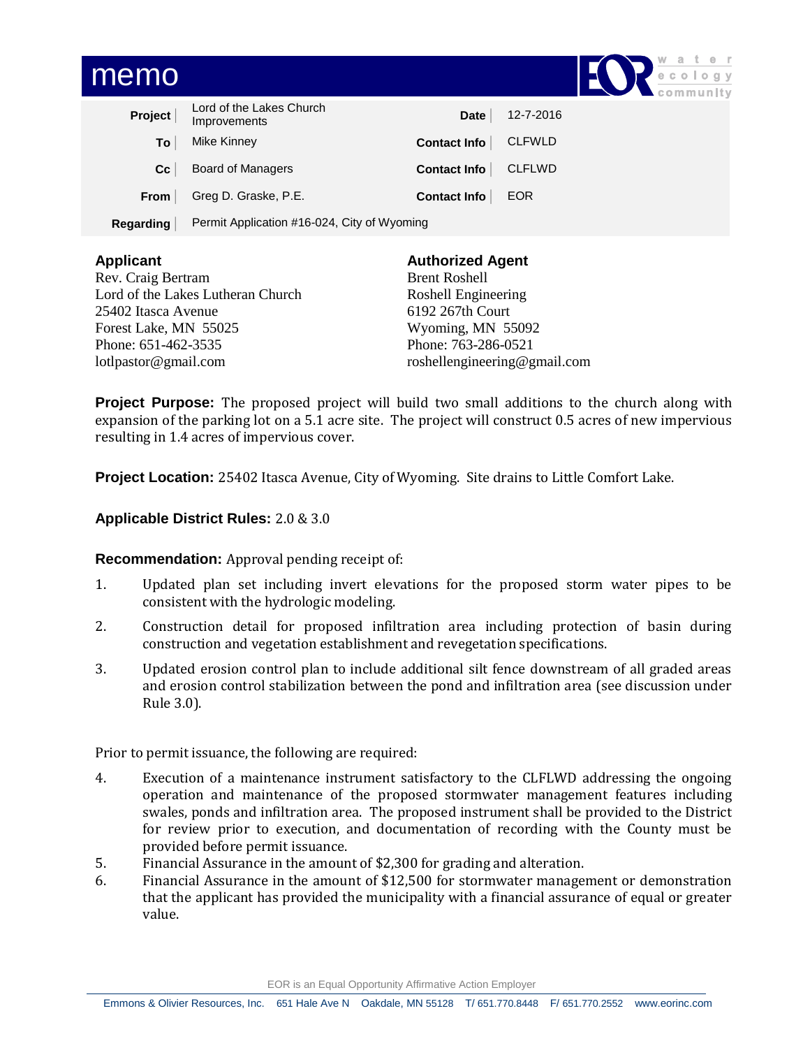# memo

| | | | |
|---|---|---|---|
| **Project** | Lord of the Lakes Church Improvements | **Date** | 12-7-2016 |
| **To** | Mike Kinney | **Contact Info** | CLFWLD |
| **Cc** | Board of Managers | **Contact Info** | CLFLWD |
| **From** | Greg D. Graske, P.E. | **Contact Info** | EOR |
| **Regarding** | Permit Application #16-024, City of Wyoming | | |

**Applicant**
Rev. Craig Bertram
Lord of the Lakes Lutheran Church
25402 Itasca Avenue
Forest Lake, MN 55025
Phone: 651-462-3535
lotlpastor@gmail.com

**Authorized Agent**
Brent Roshell
Roshell Engineering
6192 267th Court
Wyoming, MN 55092
Phone: 763-286-0521
roshellengineering@gmail.com

**Project Purpose:** The proposed project will build two small additions to the church along with expansion of the parking lot on a 5.1 acre site. The project will construct 0.5 acres of new impervious resulting in 1.4 acres of impervious cover.

**Project Location:** 25402 Itasca Avenue, City of Wyoming. Site drains to Little Comfort Lake.

**Applicable District Rules:** 2.0 & 3.0

**Recommendation:** Approval pending receipt of:

1. Updated plan set including invert elevations for the proposed storm water pipes to be consistent with the hydrologic modeling.
2. Construction detail for proposed infiltration area including protection of basin during construction and vegetation establishment and revegetation specifications.
3. Updated erosion control plan to include additional silt fence downstream of all graded areas and erosion control stabilization between the pond and infiltration area (see discussion under Rule 3.0).

Prior to permit issuance, the following are required:

4. Execution of a maintenance instrument satisfactory to the CLFLWD addressing the ongoing operation and maintenance of the proposed stormwater management features including swales, ponds and infiltration area. The proposed instrument shall be provided to the District for review prior to execution, and documentation of recording with the County must be provided before permit issuance.
5. Financial Assurance in the amount of $2,300 for grading and alteration.
6. Financial Assurance in the amount of $12,500 for stormwater management or demonstration that the applicant has provided the municipality with a financial assurance of equal or greater value.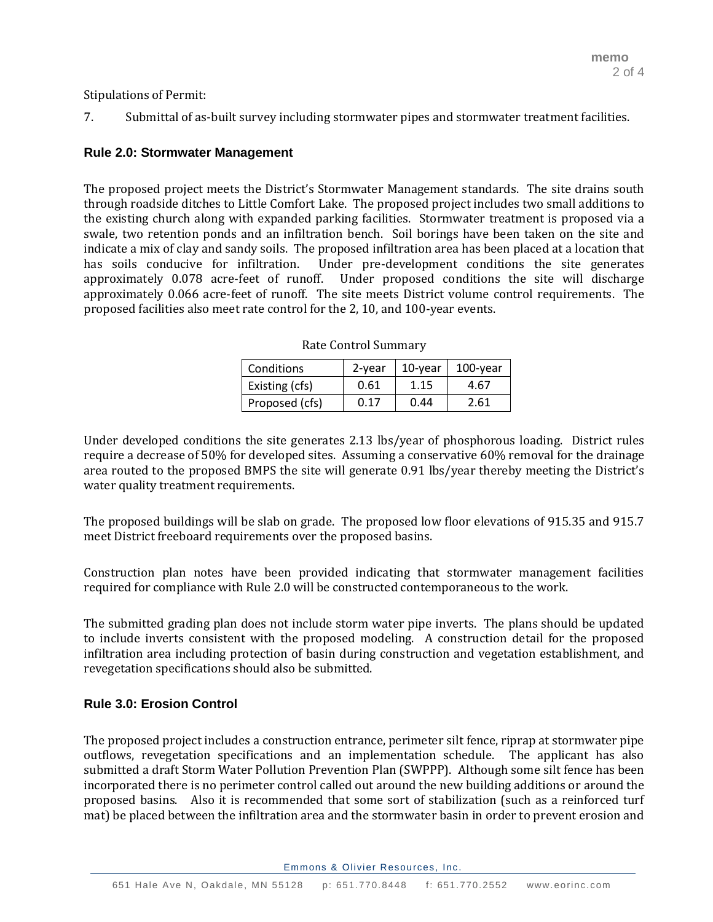Stipulations of Permit:

7. Submittal of as-built survey including stormwater pipes and stormwater treatment facilities.

## Rule 2.0: Stormwater Management

The proposed project meets the District's Stormwater Management standards. The site drains south through roadside ditches to Little Comfort Lake. The proposed project includes two small additions to the existing church along with expanded parking facilities. Stormwater treatment is proposed via a swale, two retention ponds and an infiltration bench. Soil borings have been taken on the site and indicate a mix of clay and sandy soils. The proposed infiltration area has been placed at a location that has soils conducive for infiltration. Under pre-development conditions the site generates approximately 0.078 acre-feet of runoff. Under proposed conditions the site will discharge approximately 0.066 acre-feet of runoff. The site meets District volume control requirements. The proposed facilities also meet rate control for the 2, 10, and 100-year events.

Rate Control Summary

| Conditions | 2-year | 10-year | 100-year |
|---|---|---|---|
| Existing (cfs) | 0.61 | 1.15 | 4.67 |
| Proposed (cfs) | 0.17 | 0.44 | 2.61 |

Under developed conditions the site generates 2.13 lbs/year of phosphorous loading. District rules require a decrease of 50% for developed sites. Assuming a conservative 60% removal for the drainage area routed to the proposed BMPS the site will generate 0.91 lbs/year thereby meeting the District's water quality treatment requirements.

The proposed buildings will be slab on grade. The proposed low floor elevations of 915.35 and 915.7 meet District freeboard requirements over the proposed basins.

Construction plan notes have been provided indicating that stormwater management facilities required for compliance with Rule 2.0 will be constructed contemporaneous to the work.

The submitted grading plan does not include storm water pipe inverts. The plans should be updated to include inverts consistent with the proposed modeling. A construction detail for the proposed infiltration area including protection of basin during construction and vegetation establishment, and revegetation specifications should also be submitted.

## Rule 3.0: Erosion Control

The proposed project includes a construction entrance, perimeter silt fence, riprap at stormwater pipe outflows, revegetation specifications and an implementation schedule. The applicant has also submitted a draft Storm Water Pollution Prevention Plan (SWPPP). Although some silt fence has been incorporated there is no perimeter control called out around the new building additions or around the proposed basins. Also it is recommended that some sort of stabilization (such as a reinforced turf mat) be placed between the infiltration area and the stormwater basin in order to prevent erosion and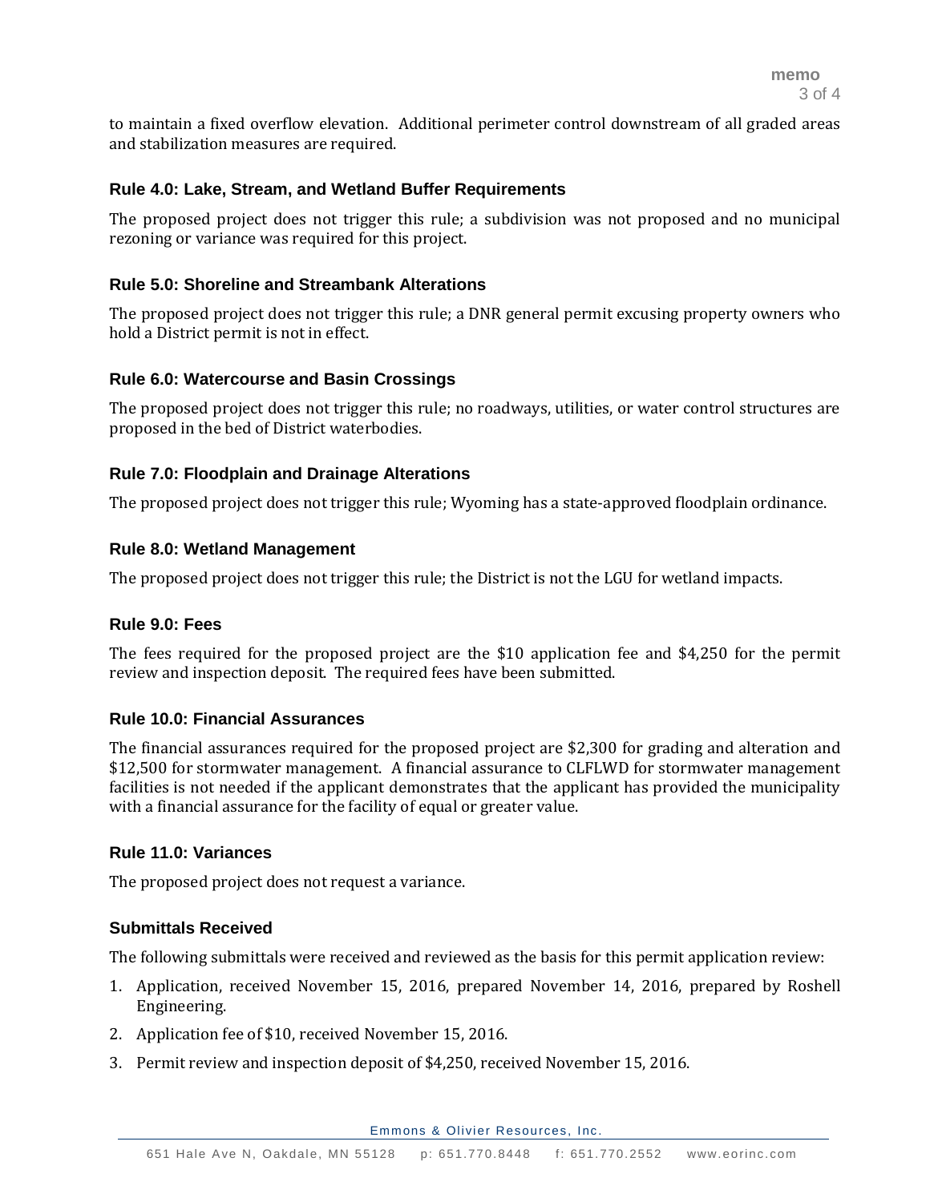to maintain a fixed overflow elevation. Additional perimeter control downstream of all graded areas and stabilization measures are required.

### Rule 4.0: Lake, Stream, and Wetland Buffer Requirements

The proposed project does not trigger this rule; a subdivision was not proposed and no municipal rezoning or variance was required for this project.

### Rule 5.0: Shoreline and Streambank Alterations

The proposed project does not trigger this rule; a DNR general permit excusing property owners who hold a District permit is not in effect.

### Rule 6.0: Watercourse and Basin Crossings

The proposed project does not trigger this rule; no roadways, utilities, or water control structures are proposed in the bed of District waterbodies.

### Rule 7.0: Floodplain and Drainage Alterations

The proposed project does not trigger this rule; Wyoming has a state-approved floodplain ordinance.

### Rule 8.0: Wetland Management

The proposed project does not trigger this rule; the District is not the LGU for wetland impacts.

### Rule 9.0: Fees

The fees required for the proposed project are the $10 application fee and $4,250 for the permit review and inspection deposit. The required fees have been submitted.

### Rule 10.0: Financial Assurances

The financial assurances required for the proposed project are $2,300 for grading and alteration and $12,500 for stormwater management. A financial assurance to CLFLWD for stormwater management facilities is not needed if the applicant demonstrates that the applicant has provided the municipality with a financial assurance for the facility of equal or greater value.

### Rule 11.0: Variances

The proposed project does not request a variance.

### Submittals Received

The following submittals were received and reviewed as the basis for this permit application review:

1. Application, received November 15, 2016, prepared November 14, 2016, prepared by Roshell Engineering.
2. Application fee of $10, received November 15, 2016.
3. Permit review and inspection deposit of $4,250, received November 15, 2016.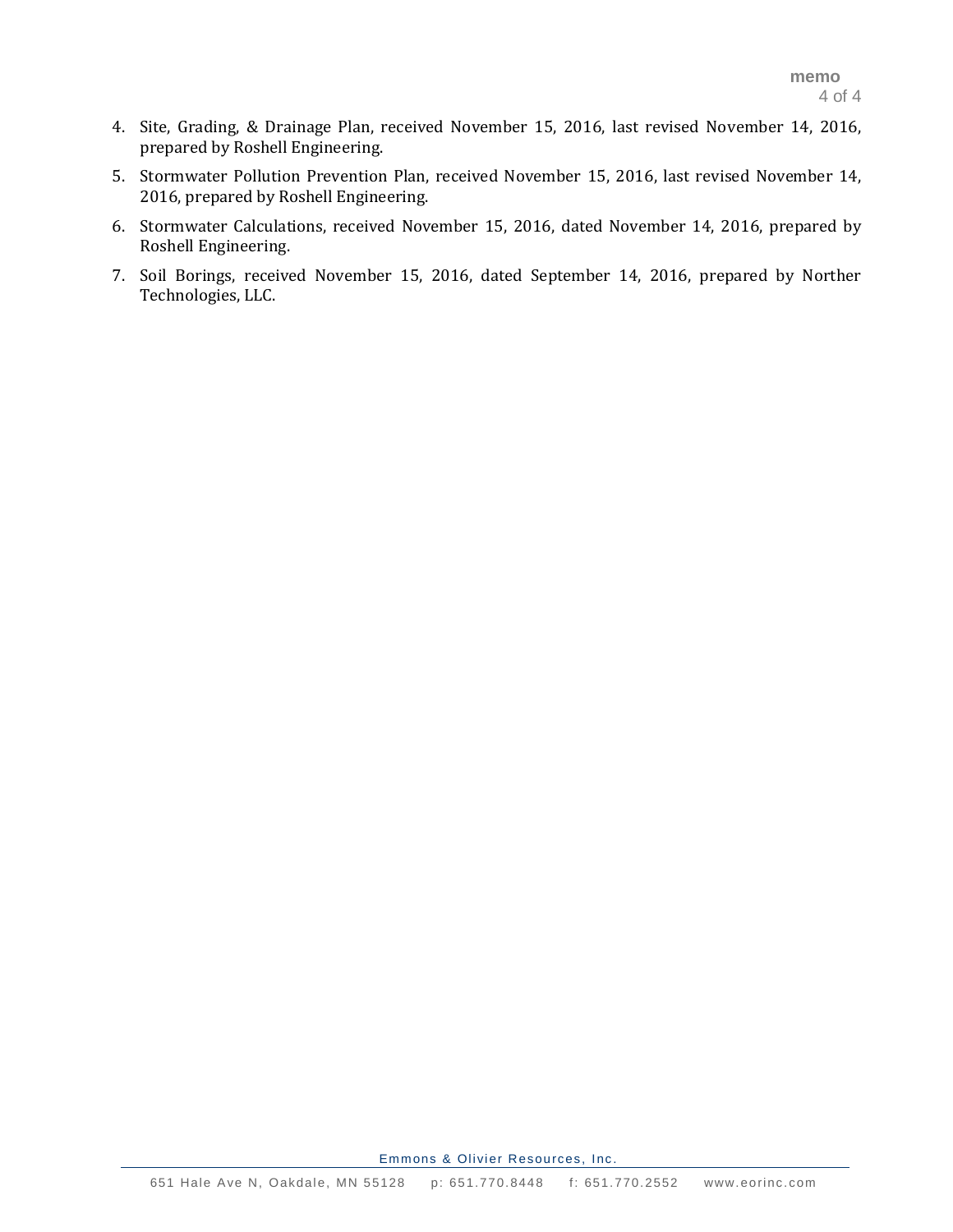4. Site, Grading, & Drainage Plan, received November 15, 2016, last revised November 14, 2016, prepared by Roshell Engineering.
5. Stormwater Pollution Prevention Plan, received November 15, 2016, last revised November 14, 2016, prepared by Roshell Engineering.
6. Stormwater Calculations, received November 15, 2016, dated November 14, 2016, prepared by Roshell Engineering.
7. Soil Borings, received November 15, 2016, dated September 14, 2016, prepared by Norther Technologies, LLC.